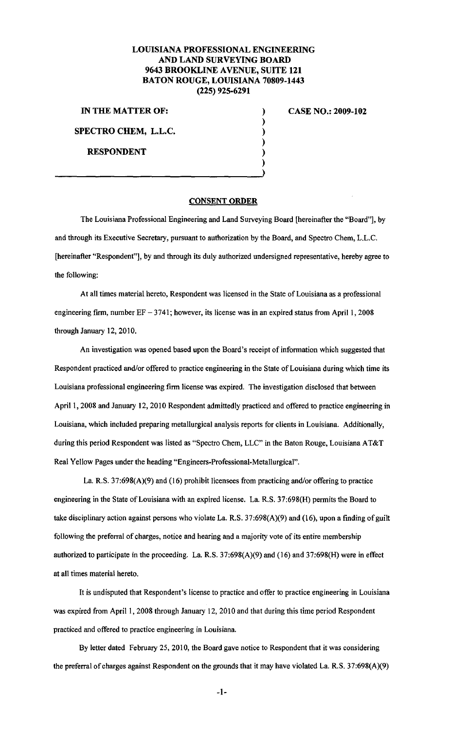**LOUISIANA PROFESSIONAL ENGINEERING AND LAND SURVEYING BOARD**
**9643 BROOKLINE AVENUE, SUITE 121**
**BATON ROUGE, LOUISIANA 70809-1443**
**(225) 925-6291**

| | |
|---|---|
| **IN THE MATTER OF:** | **CASE NO.: 2009-102** |
| **SPECTRO CHEM, L.L.C.** | |
| **RESPONDENT** | |

## CONSENT ORDER

The Louisiana Professional Engineering and Land Surveying Board [hereinafter the "Board"], by and through its Executive Secretary, pursuant to authorization by the Board, and Spectro Chem, L.L.C. [hereinafter "Respondent"], by and through its duly authorized undersigned representative, hereby agree to the following:

At all times material hereto, Respondent was licensed in the State of Louisiana as a professional engineering firm, number EF – 3741; however, its license was in an expired status from April 1, 2008 through January 12, 2010.

An investigation was opened based upon the Board's receipt of information which suggested that Respondent practiced and/or offered to practice engineering in the State of Louisiana during which time its Louisiana professional engineering firm license was expired. The investigation disclosed that between April 1, 2008 and January 12, 2010 Respondent admittedly practiced and offered to practice engineering in Louisiana, which included preparing metallurgical analysis reports for clients in Louisiana. Additionally, during this period Respondent was listed as "Spectro Chem, LLC" in the Baton Rouge, Louisiana AT&T Real Yellow Pages under the heading "Engineers-Professional-Metallurgical".

La. R.S. 37:698(A)(9) and (16) prohibit licensees from practicing and/or offering to practice engineering in the State of Louisiana with an expired license. La. R.S. 37:698(H) permits the Board to take disciplinary action against persons who violate La. R.S. 37:698(A)(9) and (16), upon a finding of guilt following the preferral of charges, notice and hearing and a majority vote of its entire membership authorized to participate in the proceeding. La. R.S. 37:698(A)(9) and (16) and 37:698(H) were in effect at all times material hereto.

It is undisputed that Respondent's license to practice and offer to practice engineering in Louisiana was expired from April 1, 2008 through January 12, 2010 and that during this time period Respondent practiced and offered to practice engineering in Louisiana.

By letter dated February 25, 2010, the Board gave notice to Respondent that it was considering the preferral of charges against Respondent on the grounds that it may have violated La. R.S. 37:698(A)(9)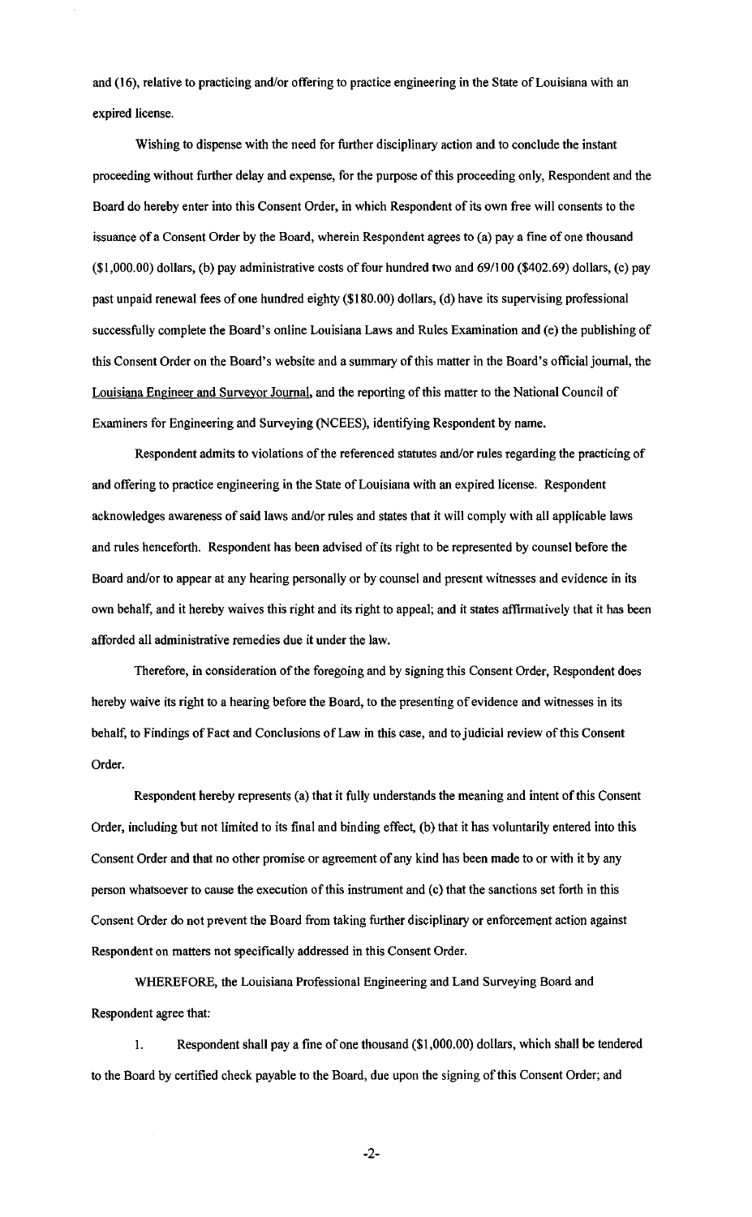and (16), relative to practicing and/or offering to practice engineering in the State of Louisiana with an expired license.

Wishing to dispense with the need for further disciplinary action and to conclude the instant proceeding without further delay and expense, for the purpose of this proceeding only, Respondent and the Board do hereby enter into this Consent Order, in which Respondent of its own free will consents to the issuance of a Consent Order by the Board, wherein Respondent agrees to (a) pay a fine of one thousand ($1,000.00) dollars, (b) pay administrative costs of four hundred two and 69/100 ($402.69) dollars, (c) pay past unpaid renewal fees of one hundred eighty ($180.00) dollars, (d) have its supervising professional successfully complete the Board's online Louisiana Laws and Rules Examination and (e) the publishing of this Consent Order on the Board's website and a summary of this matter in the Board's official journal, the Louisiana Engineer and Surveyor Journal, and the reporting of this matter to the National Council of Examiners for Engineering and Surveying (NCEES), identifying Respondent by name.

Respondent admits to violations of the referenced statutes and/or rules regarding the practicing of and offering to practice engineering in the State of Louisiana with an expired license. Respondent acknowledges awareness of said laws and/or rules and states that it will comply with all applicable laws and rules henceforth. Respondent has been advised of its right to be represented by counsel before the Board and/or to appear at any hearing personally or by counsel and present witnesses and evidence in its own behalf, and it hereby waives this right and its right to appeal; and it states affirmatively that it has been afforded all administrative remedies due it under the law.

Therefore, in consideration of the foregoing and by signing this Consent Order, Respondent does hereby waive its right to a hearing before the Board, to the presenting of evidence and witnesses in its behalf, to Findings of Fact and Conclusions of Law in this case, and to judicial review of this Consent Order.

Respondent hereby represents (a) that it fully understands the meaning and intent of this Consent Order, including but not limited to its final and binding effect, (b) that it has voluntarily entered into this Consent Order and that no other promise or agreement of any kind has been made to or with it by any person whatsoever to cause the execution of this instrument and (c) that the sanctions set forth in this Consent Order do not prevent the Board from taking further disciplinary or enforcement action against Respondent on matters not specifically addressed in this Consent Order.

WHEREFORE, the Louisiana Professional Engineering and Land Surveying Board and Respondent agree that:

1. Respondent shall pay a fine of one thousand ($1,000.00) dollars, which shall be tendered to the Board by certified check payable to the Board, due upon the signing of this Consent Order; and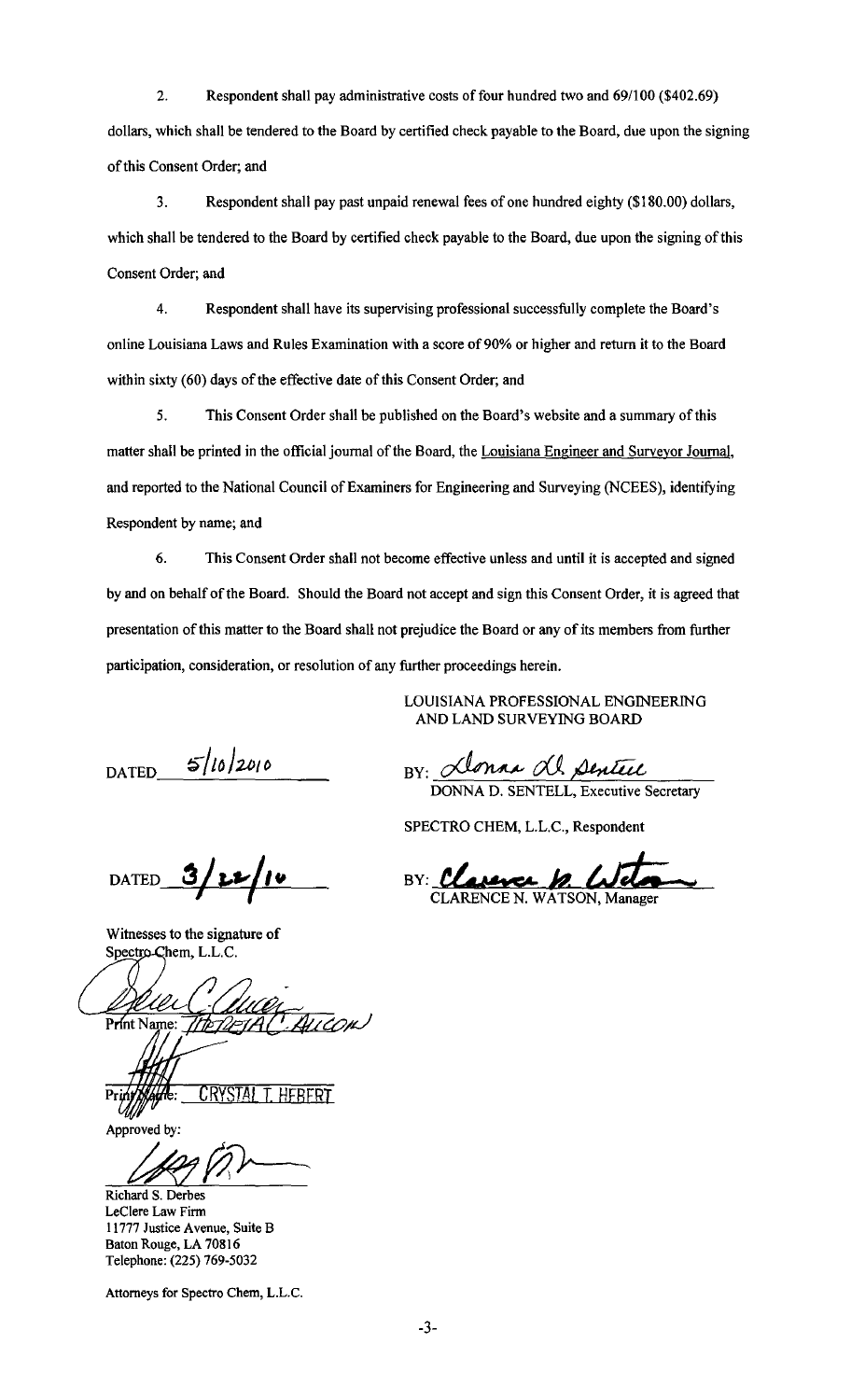2. Respondent shall pay administrative costs of four hundred two and 69/100 ($402.69) dollars, which shall be tendered to the Board by certified check payable to the Board, due upon the signing of this Consent Order; and

3. Respondent shall pay past unpaid renewal fees of one hundred eighty ($180.00) dollars, which shall be tendered to the Board by certified check payable to the Board, due upon the signing of this Consent Order; and

4. Respondent shall have its supervising professional successfully complete the Board's online Louisiana Laws and Rules Examination with a score of 90% or higher and return it to the Board within sixty (60) days of the effective date of this Consent Order; and

5. This Consent Order shall be published on the Board's website and a summary of this matter shall be printed in the official journal of the Board, the Louisiana Engineer and Surveyor Journal, and reported to the National Council of Examiners for Engineering and Surveying (NCEES), identifying Respondent by name; and

6. This Consent Order shall not become effective unless and until it is accepted and signed by and on behalf of the Board. Should the Board not accept and sign this Consent Order, it is agreed that presentation of this matter to the Board shall not prejudice the Board or any of its members from further participation, consideration, or resolution of any further proceedings herein.

LOUISIANA PROFESSIONAL ENGINEERING AND LAND SURVEYING BOARD

DATED 5/10/2010

BY: Donna D. Sentell
DONNA D. SENTELL, Executive Secretary

SPECTRO CHEM, L.L.C., Respondent

DATED 3/22/10

BY: Clarence N. Watson
CLARENCE N. WATSON, Manager

Witnesses to the signature of Spectro Chem, L.L.C.

Print Name: THERESA C. ALLCON

Print Name: CRYSTAL T. HEBERT

Approved by:

Richard S. Derbes
LeClere Law Firm
11777 Justice Avenue, Suite B
Baton Rouge, LA 70816
Telephone: (225) 769-5032

Attorneys for Spectro Chem, L.L.C.